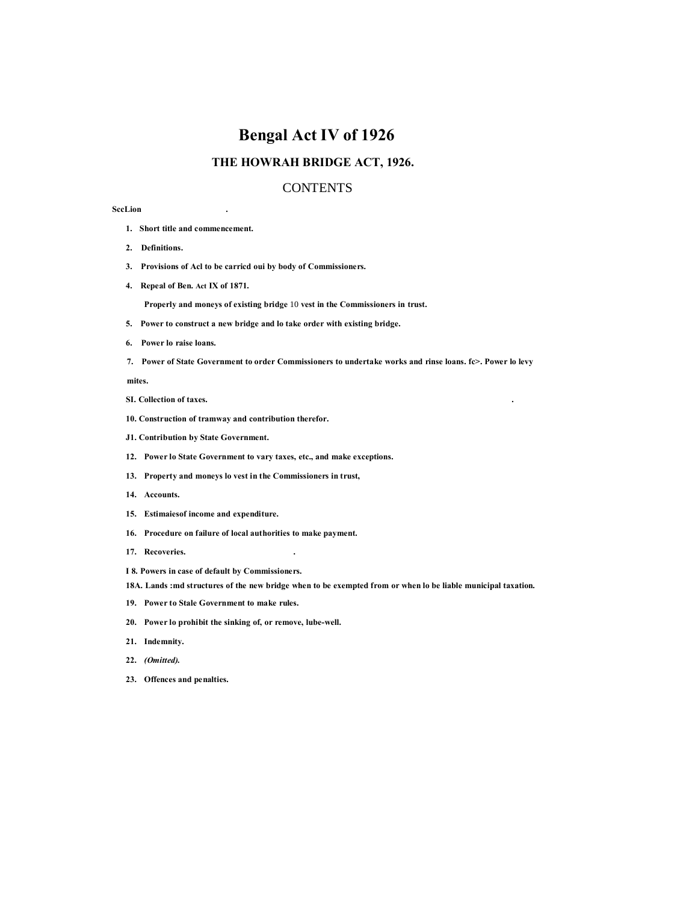# Bengal Act IV of 1926

## THE HOWRAH BRIDGE ACT, 1926.

### CONTENTS

**SecLion** .

1. **Short title and commencement.**
2. **Definitions.**
3. **Provisions of Acl to be carricd oui by body of Commissioners.**
4. **Repeal of Ben. Act IX of 1871.**

   **Properly and moneys of existing bridge 10 vest in the Commissioners in trust.**

5. **Power to construct a new bridge and lo take order with existing bridge.**
6. **Power lo raise loans.**
7. **Power of State Government to order Commissioners to undertake works and rinse loans. fc>. Power lo levy mites.**

**SI. Collection of taxes.** .

**10. Construction of tramway and contribution therefor.**

**J1. Contribution by State Government.**

12. **Power lo State Government to vary taxes, etc., and make exceptions.**
13. **Property and moneys lo vest in the Commissioners in trust,**
14. **Accounts.**
15. **Estimaiesof income and expenditure.**
16. **Procedure on failure of local authorities to make payment.**
17. **Recoveries.** .

**I 8. Powers in case of default by Commissioners.**

**18A. Lands :md structures of the new bridge when to be exempted from or when lo be liable municipal taxation.**

19. **Power to Stale Government to make rules.**
20. **Power lo prohibit the sinking of, or remove, lube-well.**
21. **Indemnity.**
22. ***(Omitted).***
23. **Offences and penalties.**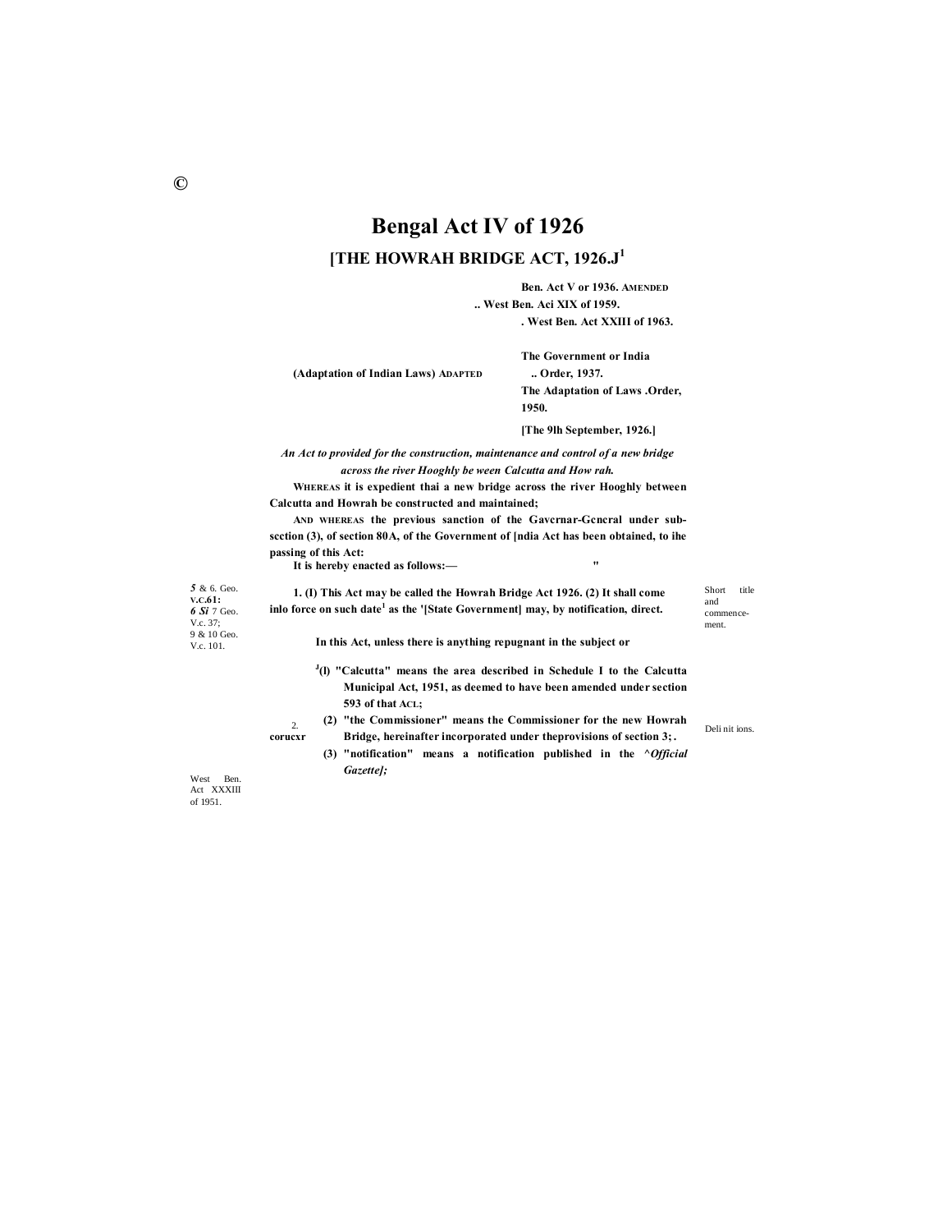©

# Bengal Act IV of 1926

## [THE HOWRAH BRIDGE ACT, 1926.J[1]

Ben. Act V or 1936. AMENDED
.. West Ben. Aci XIX of 1959.
. West Ben. Act XXIII of 1963.

(Adaptation of Indian Laws) ADAPTED

The Government or India
.. Order, 1937.
The Adaptation of Laws .Order, 1950.

[The 9lh September, 1926.]

*An Act to provided for the construction, maintenance and control of a new bridge across the river Hooghly be ween Calcutta and How rah.*

**WHEREAS it is expedient thai a new bridge across the river Hooghly between Calcutta and Howrah be constructed and maintained;**

**AND WHEREAS the previous sanction of the Gavcrnar-Gcncral under sub-scction (3), of section 80A, of the Government of [ndia Act has been obtained, to ihe passing of this Act:**

**It is hereby enacted as follows:—**

5 & 6. Geo. V.C.61:
6 Si 7 Geo. V.c. 37;
9 & 10 Geo. V.c. 101.

Short title and commencement.

**1. (I) This Act may be called the Howrah Bridge Act 1926. (2) It shall come inlo force on such date[1] as the '[State Government] may, by notification, direct.**

Definitions.

**2. In this Act, unless there is anything repugnant in the subject or corucxr**

**[J](l) "Calcutta" means the area described in Schedule I to the Calcutta Municipal Act, 1951, as deemed to have been amended under section 593 of that ACL;**

West Ben. Act XXXIII of 1951.

**(2) "the Commissioner" means the Commissioner for the new Howrah Bridge, hereinafter incorporated under theprovisions of section 3;.**

**(3) "notification" means a notification published in the ^*Official Gazette];***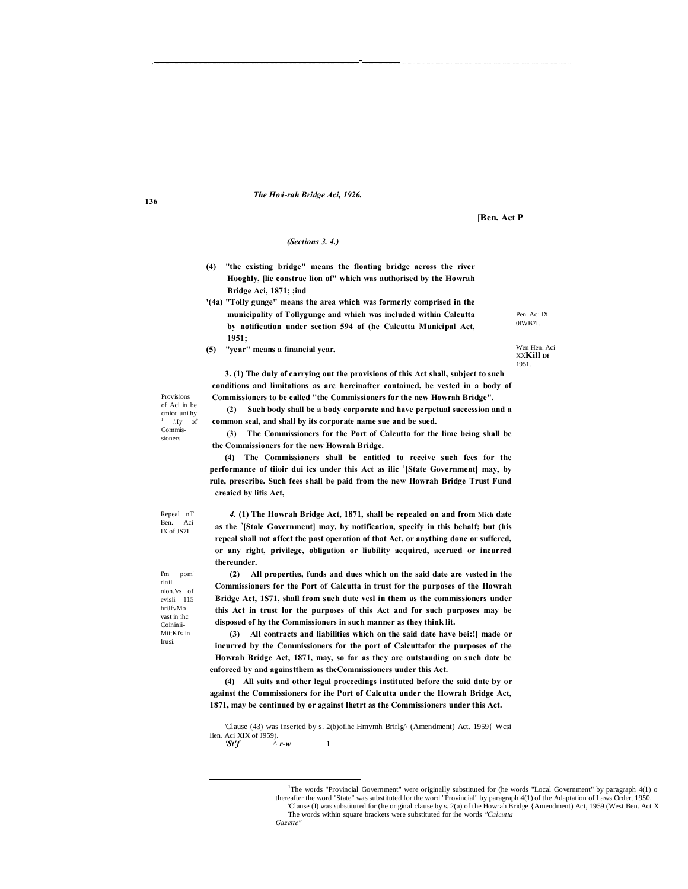[Ben. Act P

*(Sections 3. 4.)*

(4) "the existing bridge" means the floating bridge across the river Hooghly, [lie construe lion of" which was authorised by the Howrah Bridge Aci, 1871; ;ind

'(4a) "Tolly gunge" means the area which was formerly comprised in the municipality of Tollygunge and which was included within Calcutta by notification under section 594 of (he Calcutta Municipal Act, 1951;

Pen. Ac: IX 0IWB7I.

(5) "year" means a financial year.

Wen Hen. Aci XXKill DF 1951.

Provisions of Aci in be cmicd uni hy [1] .'.Iy of Commis-sioners

**3.** (1) The duly of carrying out the provisions of this Act shall, subject to such conditions and limitations as arc hereinafter contained, be vested in a body of Commissioners to be called "the Commissioners for the new Howrah Bridge".

(2) Such body shall be a body corporate and have perpetual succession and a common seal, and shall by its corporate name sue and be sued.

(3) The Commissioners for the Port of Calcutta for the lime being shall be the Commissioners for the new Howrah Bridge.

(4) The Commissioners shall be entitled to receive such fees for the performance of tiioir dui ics under this Act as ilic [1][State Government] may, by rule, prescribe. Such fees shall be paid from the new Howrah Bridge Trust Fund creaicd by litis Act,

Repeal nT Ben. Aci IX of JS7I.

***4.*** (1) The Howrah Bridge Act, 1871, shall be repealed on and from Mich date as the [5][Stale Government] may, hy notification, specify in this behalf; but (his repeal shall not affect the past operation of that Act, or anything done or suffered, or any right, privilege, obligation or liability acquired, accrued or incurred thereunder.

I'm pom' rinil nlon.Vs of evisli 115 hriJfvMo vast in ihc Coininii-MiitKi's in Irusi.

(2) All properties, funds and dues which on the said date are vested in the Commissioners for the Port of Calcutta in trust for the purposes of the Howrah Bridge Act, 1S71, shall from such dute vcsl in them as the commissioners under this Act in trust lor the purposes of this Act and for such purposes may be disposed of hy the Commissioners in such manner as they think lit.

(3) All contracts and liabilities which on the said date have bei:!] made or incurred by the Commissioners for the port of Calcuttafor the purposes of the Howrah Bridge Act, 1871, may, so far as they are outstanding on such date be enforced by and againstthem as theCommissioners under this Act.

(4) All suits and other legal proceedings instituted before the said date by or against the Commissioners for ihe Port of Calcutta under the Howrah Bridge Act, 1871, may be continued by or against lhetrt as the Commissioners under this Act.

'Clause (43) was inserted by s. 2(b)oflhc Hmvmh Brirlg^ (Amendment) Act. 1959{ Wcsi lien. Aci XIX of J959).
*'St'f* ^ *r-w* 1

---

[1]The words "Provincial Government" were originally substituted for (he words "Local Government" by paragraph 4(1) o thereafter the word "State" was substituted for the word "Provincial" by paragraph 4(1) of the Adaptation of Laws Order, 1950.
'Clause (I) was substituted for (he original clause by s. 2(a) of the Howrah Bridge {Amendment) Act, 1959 (West Ben. Act X
The words within square brackets were substituted for ihe words *"Calcutta Gazette"*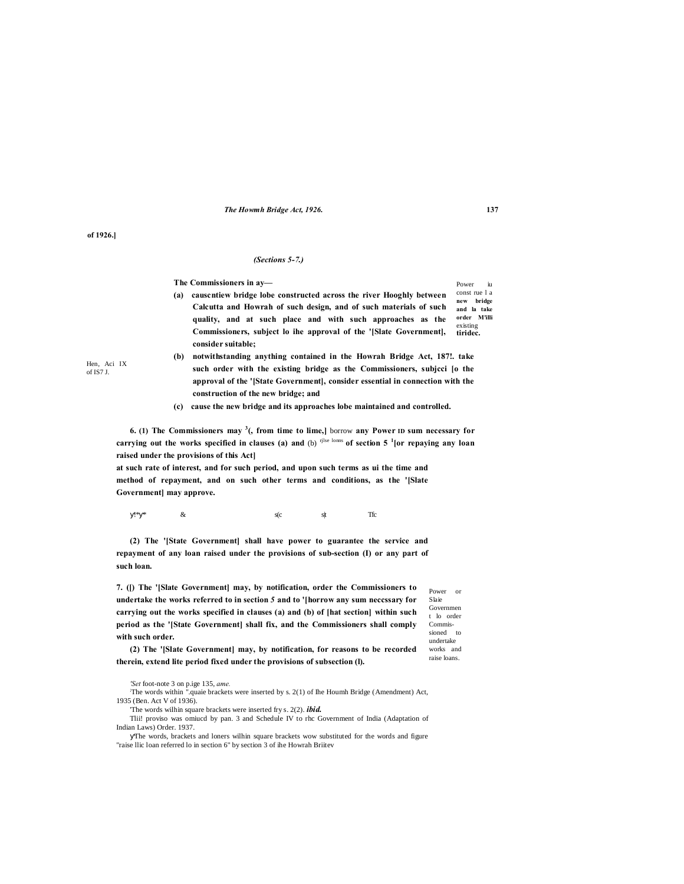of 1926.]

*(Sections 5-7.)*

The Commissioners in ay—

Power iu const rue l a new bridge and la take order M'illi existing tiridec.

**(a) causcntiew bridge lobe constructed across the river Hooghly between Calcutta and Howrah of such design, and of such materials of such quality, and at such place and with such approaches as the Commissioners, subject lo ihe approval of the '[Slate Government], consider suitable;**

Hen, Aci IX of IS7 J.

**(b) notwithstanding anything contained in the Howrah Bridge Act, 187!. take such order with the existing bridge as the Commissioners, subjcci [o the approval of the '[State Government], consider essential in connection with the construction of the new bridge; and**

**(c) cause the new bridge and its approaches lobe maintained and controlled.**

**6. (1) The Commissioners may [3](, from time to lime,]** borrow **any Power ID sum necessary for carrying out the works specified in clauses (a) and** (b) rjlse lonms **of section 5 [1][or repaying any loan raised under the provisions of this Act]**

**at such rate of interest, and for such period, and upon such terms as ui the time and method of repayment, and on such other terms and conditions, as the '[Slate Government] may approve.**

y!*y* & s(c s|t Tfc

**(2) The '[State Government] shall have power to guarantee the service and repayment of any loan raised under the provisions of sub-section (I) or any part of such loan.**

Power or Slaie Governmen t lo order Commis- sioned to undertake works and raise loans.

**7. ([) The '[Slate Government] may, by notification, order the Commissioners to undertake the works referred to in section *5* and to '[horrow any sum neccssary for carrying out the works specified in clauses (a) and (b) of [hat section] within such period as the '[State Government] shall fix, and the Commissioners shall comply with such order.**

**(2) The '[Slate Government] may, by notification, for reasons to be recorded therein, extend lite period fixed under the provisions of subsection (l).**

*'Set* foot-note 3 on p.ige 135, *ame.*

[2]The words within ".quaie brackets were inserted by s. 2(1) of Ihe Houmh Bridge (Amendment) Act, 1935 (Ben. Act V of 1936).

'The words wilhin square brackets were inserted fry s. 2(2). ***ibid.***

Tlii! proviso was omiucd by pan. 3 and Schedule IV to rhc Government of India (Adaptation of Indian Laws) Order. 1937.

yThe words, brackets and loners wilhin square brackets wow substituted for the words and figure "raise llic loan referred lo in section 6" by section 3 of ihe Howrah Briitev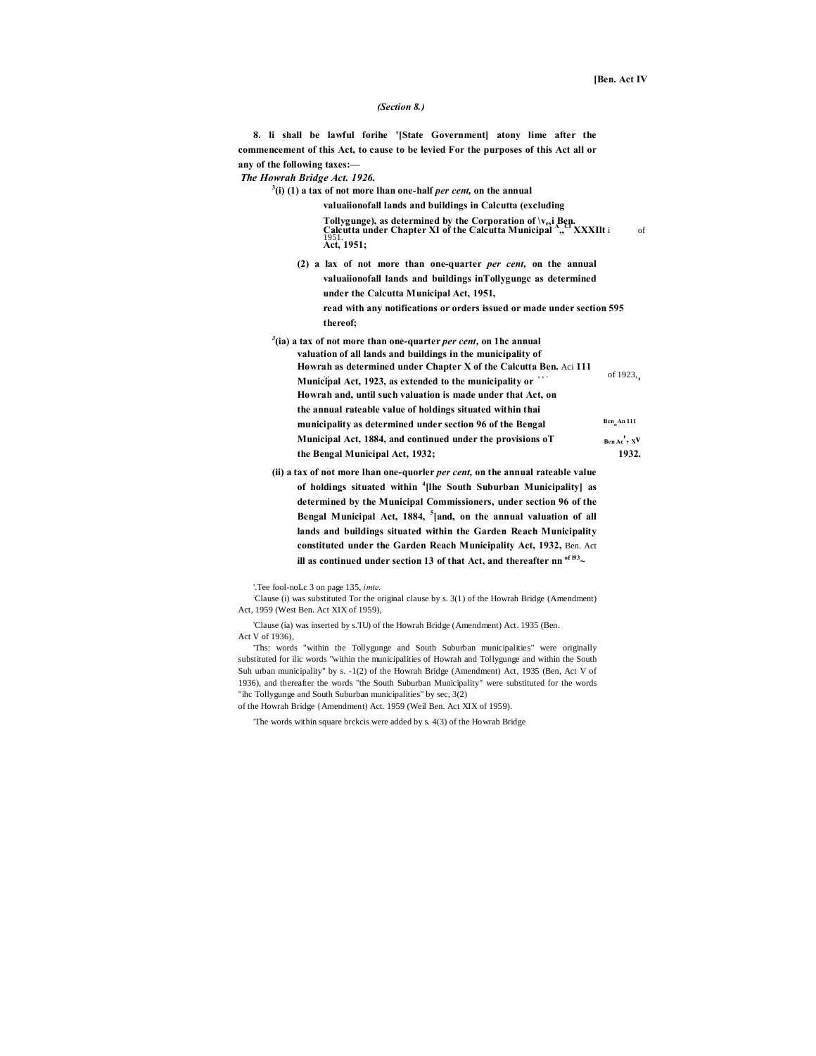*(Section 8.)*

**8. li shall be lawful forihe '[State Government] atony lime after the commencement of this Act, to cause to be levied For the purposes of this Act all or any of the following taxes:—**

***The Howrah Bridge Act. 1926.***

**[3](i) (1) a tax of not more lhan one-half *per cent,* on the annual valuaiionofall lands and buildings in Calcutta (excluding Tollygunge), as determined by the Corporation of Calcutta under Chapter XI of the Calcutta Municipal Act, 1951;** Ben. XXXIIt of 1951.

**(2) a lax of not more than one-quarter *per cent,* on the annual valuaiionofall lands and buildings inTollygungc as determined under the Calcutta Municipal Act, 1951, read with any notifications or orders issued or made under section 595 thereof;**

**[J](ia) a tax of not more than one-quarter *per cent,* on 1hc annual valuation of all lands and buildings in the municipality of Howrah as determined under Chapter X of the Calcutta Municipal Act, 1923, as extended to the municipality or Howrah and, until such valuation is made under that Act, on the annual rateable value of holdings situated within thai municipality as determined under section 96 of the Bengal Municipal Act, 1884, and continued under the provisions oT the Bengal Municipal Act, 1932;** Ben. Aci 111 of 1923, Ben. An 111 Ben Ac', XV 1932.

**(ii) a tax of not more lhan one-quorler *per cent,* on the annual rateable value of holdings situated within [4][lhe South Suburban Municipality] as determined by the Municipal Commissioners, under section 96 of the Bengal Municipal Act, 1884, [5][and, on the annual valuation of all lands and buildings situated within the Garden Reach Municipality constituted under the Garden Reach Municipality Act, 1932,** Ben. Act **ill as continued under section 13 of that Act, and thereafter nn** of 193~

'.Tee fool-noLc 3 on page 135, *imte.*

:Clause (i) was substituted Tor the original clause by s. 3(1) of the Howrah Bridge (Amendment) Act, 1959 (West Ben. Act XIX of 1959),

'Clause (ia) was inserted by s.'IU) of the Howrah Bridge (Amendment) Act. 1935 (Ben. Act V of 1936),

'Ths: words "within the Tollygunge and South Suburban municipalities" were originally substituted for ilic words "within the municipalities of Howrah and Tollygunge and within the South Suh urban municipality" by s. -1(2) of the Howrah Bridge (Amendment) Act, 1935 (Ben, Act V of 1936), and thereafter the words "the South Suburban Municipality" were substituted for the words "ihc Tollygunge and South Suburban municipalities" by sec, 3(2) of the Howrah Bridge {Amendment) Act. 1959 (Weil Ben. Act XIX of 1959).

'The words within square brckcis were added by s. 4(3) of the Howrah Bridge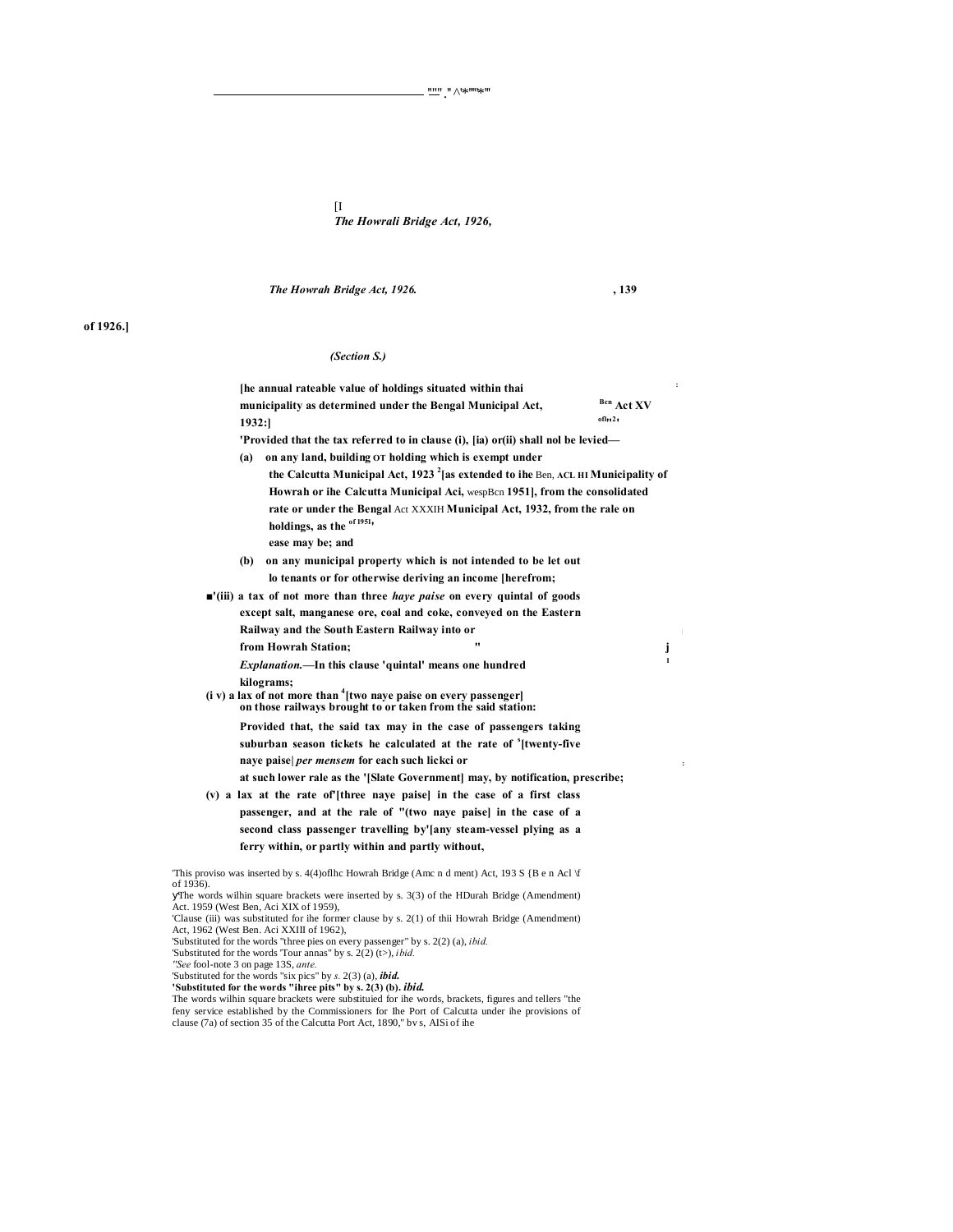*The Howrah Bridge Act, 1926.*

*(Section S.)*

[he annual rateable value of holdings situated within thai municipality as determined under the Bengal Municipal Act, 1932:] Ben Act XV of 1932.

'Provided that the tax referred to in clause (i), [ia) or(ii) shall nol be levied—

(a) on any land, building or holding which is exempt under the Calcutta Municipal Act, 1923 [2][as extended to ihe Ben, ACL HI Municipality of Howrah or ihe Calcutta Municipal Aci, wespBcn 1951], from the consolidated rate or under the Bengal Act XXXIH Municipal Act, 1932, from the rale on holdings, as the of 1951 ease may be; and

(b) on any municipal property which is not intended to be let out lo tenants or for otherwise deriving an income [herefrom;

'(iii) a tax of not more than three *haye paise* on every quintal of goods except salt, manganese ore, coal and coke, conveyed on the Eastern Railway and the South Eastern Railway into or from Howrah Station;

*Explanation.*—In this clause 'quintal' means one hundred kilograms;

(i v) a lax of not more than [4][two naye paise on every passenger] on those railways brought to or taken from the said station:

Provided that, the said tax may in the case of passengers taking suburban season tickets he calculated at the rate of [5][twenty-five naye paise] *per mensem* for each such lickci or at such lower rale as the '[Slate Government] may, by notification, prescribe;

(v) a lax at the rate of'[three naye paise] in the case of a first class passenger, and at the rale of "(two naye paise] in the case of a second class passenger travelling by'[any steam-vessel plying as a ferry within, or partly within and partly without,

---

'This proviso was inserted by s. 4(4)oflhc Howrah Bridge (Amcnd ment) Act, 193 S {B e n Acl \f of 1936).

The words wilhin square brackets were inserted by s. 3(3) of the HDurah Bridge (Amendment) Act. 1959 (West Ben, Aci XIX of 1959),

'Clause (iii) was substituted for ihe former clause by s. 2(1) of thii Howrah Bridge (Amendment) Act, 1962 (West Ben. Aci XXIII of 1962),

'Substituted for the words "three pies on every passenger" by s. 2(2) (a), *ibid.*

'Substituted for the words 'Tour annas" by s. 2(2) (t>), *ibid.*

*"See* fool-note 3 on page 13S, *ante.*

'Substituted for the words "six pics" by *s.* 2(3) (a), ***ibid.***

**'Substituted for the words "ihree pits" by s. 2(3) (b). *ibid.***

The words wilhin square brackets were substituied for ihe words, brackets, figures and tellers "the feny service established by the Commissioners for Ihe Port of Calcutta under ihe provisions of clause (7a) of section 35 of the Calcutta Port Act, 1890," bv s, AISi of ihe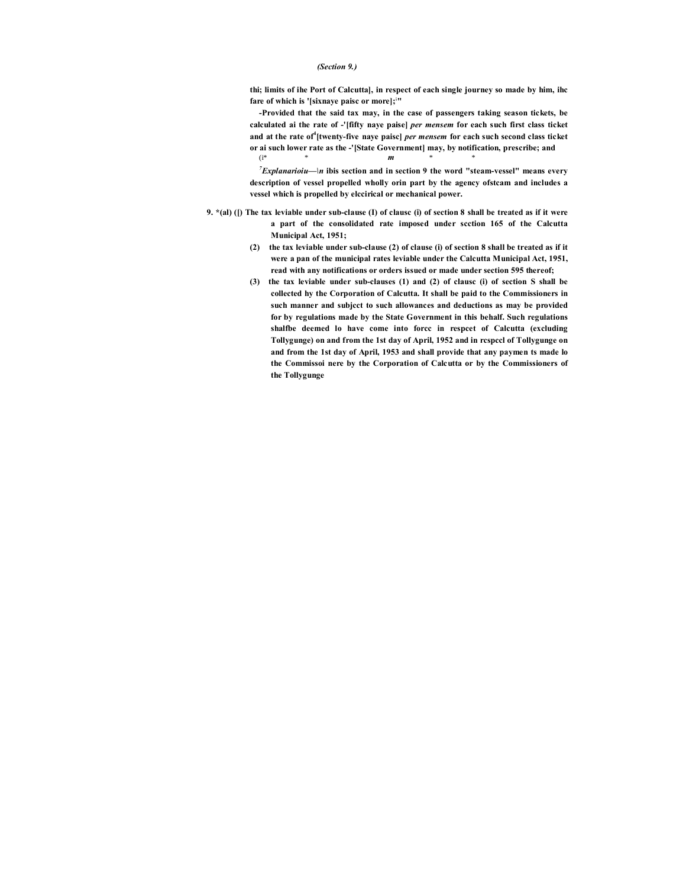(Section 9.)

thi; limits of ihe Port of Calcutta], in respect of each single journey so made by him, ihc fare of which is '[sixnaye paisc or more];[2]"

-Provided that the said tax may, in the case of passengers taking season tickets, be calculated ai the rate of -'[fifty naye paise] *per mensem* for each such first class ticket and at the rate of[4][twenty-five naye paisc] *per mensem* for each such second class ticket or ai such lower rate as the -'[State Government] may, by notification, prescribe; and

(i* * *m* * *

[7]*Explanarioiu*—\n ibis section and in section 9 the word "steam-vessel" means every description of vessel propelled wholly orin part by the agency ofstcam and includes a vessel which is propelled by elccirical or mechanical power.

9. *(al) ([) The tax leviable under sub-clause (I) of clausc (i) of section 8 shall be treated as if it were a part of the consolidated rate imposed under scction 165 of the Calcutta Municipal Act, 1951;

(2) the tax leviable under sub-clause (2) of clause (i) of section 8 shall be treated as if it were a pan of the municipal rates leviable under the Calcutta Municipal Act, 1951, read with any notifications or orders issued or made under section 595 thereof;

(3) the tax leviable under sub-clauses (1) and (2) of clausc (i) of section S shall be collected hy the Corporation of Calcutta. It shall be paid to the Commissioners in such manner and subjcct to such allowances and deductions as may be provided for by regulations made by the State Government in this behalf. Such regulations shalfbe deemed lo have come into forcc in respcet of Calcutta (excluding Tollygunge) on and from the 1st day of April, 1952 and in rcspccl of Tollygunge on and from the 1st day of April, 1953 and shall provide that any paymen ts made lo the Commissoi nere by the Corporation of Calcutta or by the Commissioners of the Tollygunge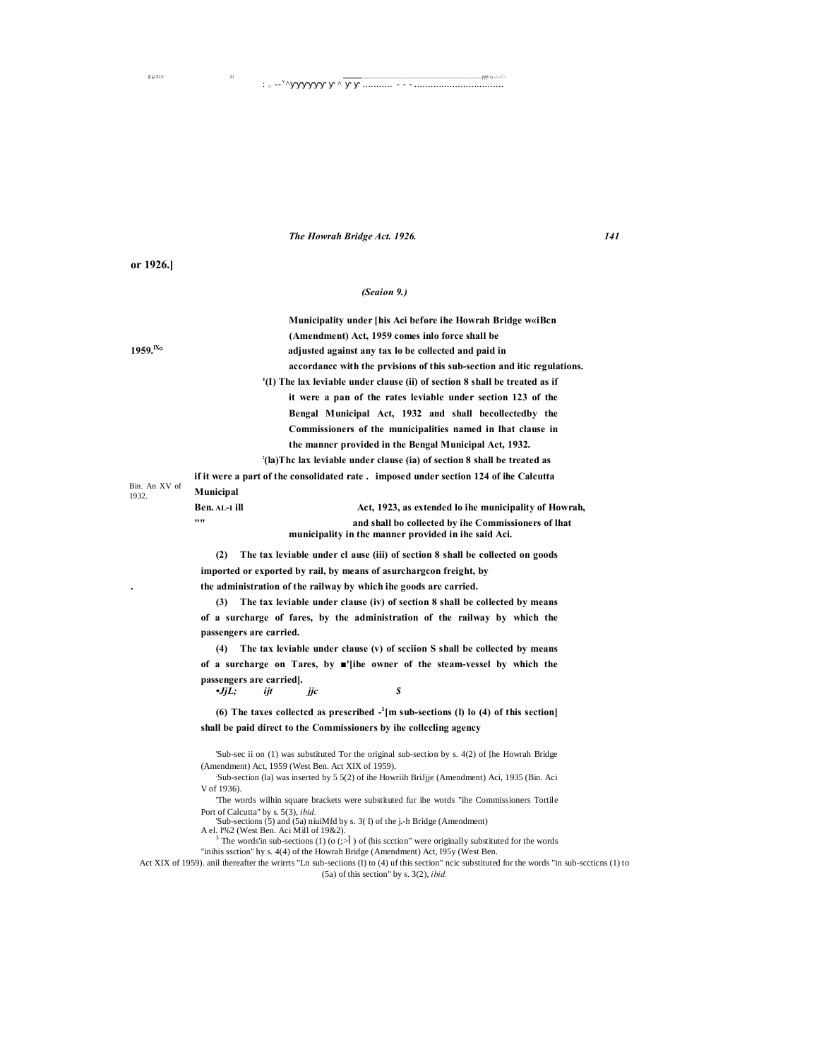or 1926.]

*(Seaion 9.)*

**Municipality under [his Aci before ihe Howrah Bridge w«iBcn (Amendment) Act, 1959 comes inlo force shall be adjusted against any tax lo be collected and paid in accordancc with the prvisions of this sub-section and itic regulations.**

1959.

**'(I) The lax leviable under clause (ii) of section 8 shall be treated as if it were a pan of the rates leviable under section 123 of the Bengal Municipal Act, 1932 and shall becollectedby the Commissioners of the municipalities named in lhat clause in the manner provided in the Bengal Municipal Act, 1932.**

**:(la)Thc lax leviable under clause (ia) of section 8 shall be treated as if it were a part of the consolidated rate . imposed under section 124 of ihe Calcutta Municipal Act, 1923, as extended lo ihe municipality of Howrah, and shall bo collected by ihe Commissioners of lhat municipality in the manner provided in ihe said Aci.**

Bin. An XV of 1932.

Ben. AL-I ill

**(2) The tax leviable under cl ause (iii) of section 8 shall be collected on goods imported or exported by rail, by means of asurchargcon freight, by the administration of the railway by which ihe goods are carried.**

**(3) The tax leviable under clause (iv) of section 8 shall be collected by means of a surcharge of fares, by the administration of the railway by which the passengers are carried.**

**(4) The tax leviable under clause (v) of scciion S shall be collected by means of a surcharge on Tares, by ■'[ihe owner of the steam-vessel by which the passengers are carried].**

*•JjL; ijt jjc $*

**(6) The taxes collectcd as prescribed -[1][m sub-sections (l) lo (4) of this section] shall be paid direct to the Commissioners by ihe collccling agency**

'Sub-sec ii on (1) was substituted Tor the original sub-section by s. 4(2) of [he Howrah Bridge (Amendment) Act, 1959 (West Ben. Act XIX of 1959).

:Sub-section (la) was inserted by 5 5(2) of ihe Howriih BriJjje (Amendment) Aci, 1935 (Bin. Aci V of 1936).

'The words wilhin square brackets were substituted fur ihe wotds "ihe Commissioners Tortile Port of Calcutta" by s. 5(3), *ibid.*

'Sub-sections (5) and (5a) niuiMfd by s. 3( I) of the j.-h Bridge (Amendment) A el. I%2 (West Ben. Aci Mill of 19&2).

[3] The words'in sub-sections (1) (o (;>Ĩ ) of (his scction" were originally substituted for the words "inihis ssction" hy s. 4(4) of the Howrah Bridge (Amendment) Act, I95y (West Ben. Act XIX of 1959). anil thereafter the wrirrts "Ln sub-seciions (I) to (4) uf this section" ncic substituted for the words "in sub-sccticns (1) to (5a) of this section" by s. 3(2), *ibid.*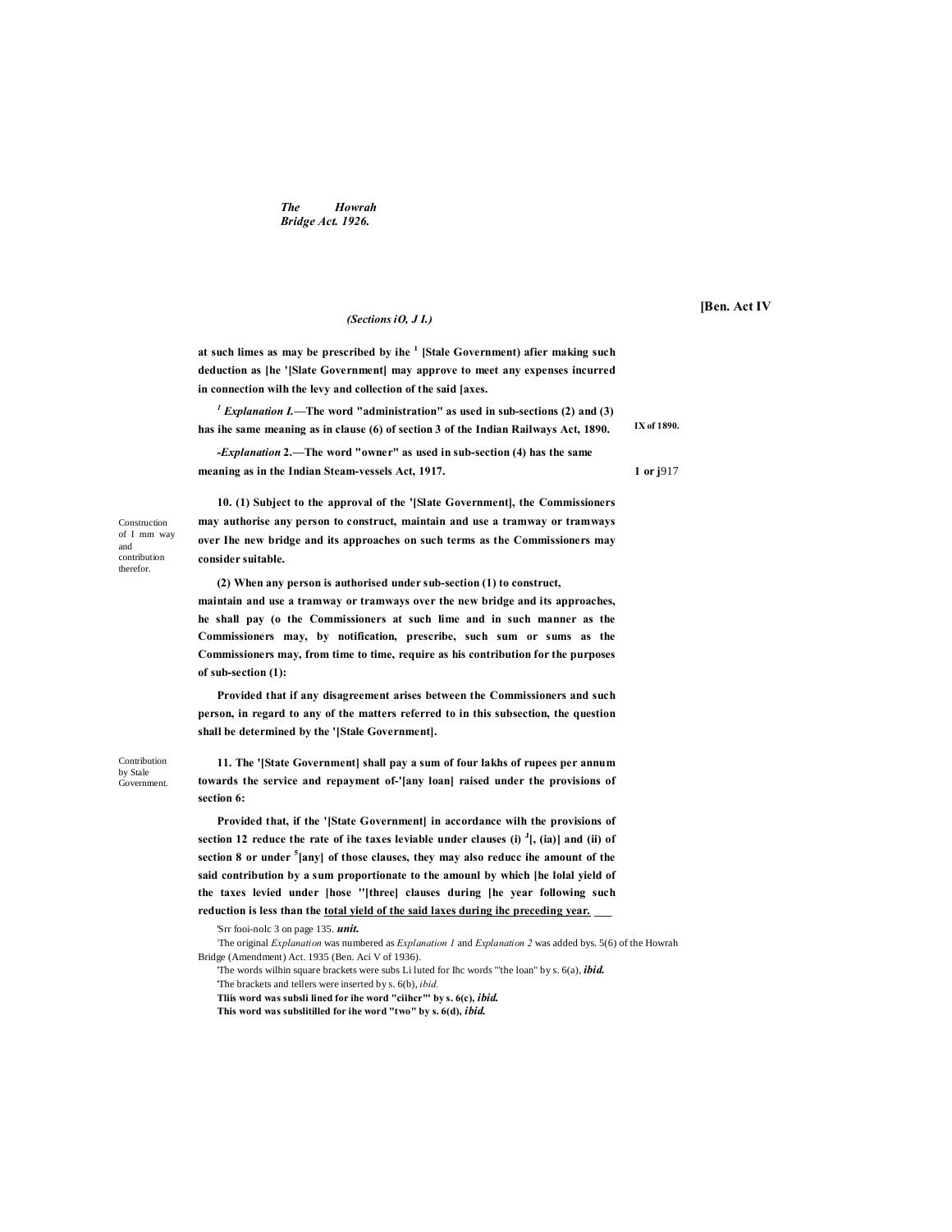at such limes as may be prescribed by ihe [1] [Stale Government) afier making such deduction as [he '[Slate Government] may approve to meet any expenses incurred in connection wilh the levy and collection of the said [axes.

[1] *Explanation I.*—The word "administration" as used in sub-sections (2) and (3) has ihe same meaning as in clause (6) of section 3 of the Indian Railways Act, 1890. IX of 1890.

-*Explanation* 2.—The word "owner" as used in sub-section (4) has the same meaning as in the Indian Steam-vessels Act, 1917. 1 or j917

*Construction of I mm way and contribution therefor.*

**10.** (1) Subject to the approval of the '[Slate Government], the Commissioners may authorise any person to construct, maintain and use a tramway or tramways over Ihe new bridge and its approaches on such terms as the Commissioners may consider suitable.

(2) When any person is authorised under sub-section (1) to construct, maintain and use a tramway or tramways over the new bridge and its approaches, he shall pay (o the Commissioners at such lime and in such manner as the Commissioners may, by notification, prescribe, such sum or sums as the Commissioners may, from time to time, require as his contribution for the purposes of sub-section (1):

Provided that if any disagreement arises between the Commissioners and such person, in regard to any of the matters referred to in this subsection, the question shall be determined by the '[Stale Government].

*Contribution by Stale Government.*

**11.** The '[State Government] shall pay a sum of four lakhs of rupees per annum towards the service and repayment of-'[any loan] raised under the provisions of section 6:

Provided that, if the '[State Government] in accordance wilh the provisions of section 12 reduce the rate of ihe taxes leviable under clauses (i) [J][, (ia)] and (ii) of section 8 or under [5][any] of those clauses, they may also reducc ihe amount of the said contribution by a sum proportionate to the amounl by which [he lolal yield of the taxes levied under [hose "[three] clauses during [he year following such reduction is less than the total yield of the said laxes during ihc preceding year.

'Srr fooi-nolc 3 on page 135. *unit.*

'The original *Explanation* was numbered as *Explanation 1* and *Explanation 2* was added bys. 5(6) of the Howrah Bridge (Amendment) Act. 1935 (Ben. Aci V of 1936).

'The words wilhin square brackets were subs Li luted for Ihc words "'the loan" by s. 6(a), *ibid.*

'The brackets and tellers were inserted by s. 6(b), *ibid.*

Tliis word was subsli lined for ihe word "ciihcr"' by s. 6(c), *ibid.*

This word was subslitilled for ihe word "two" by s. 6(d), *ibid.*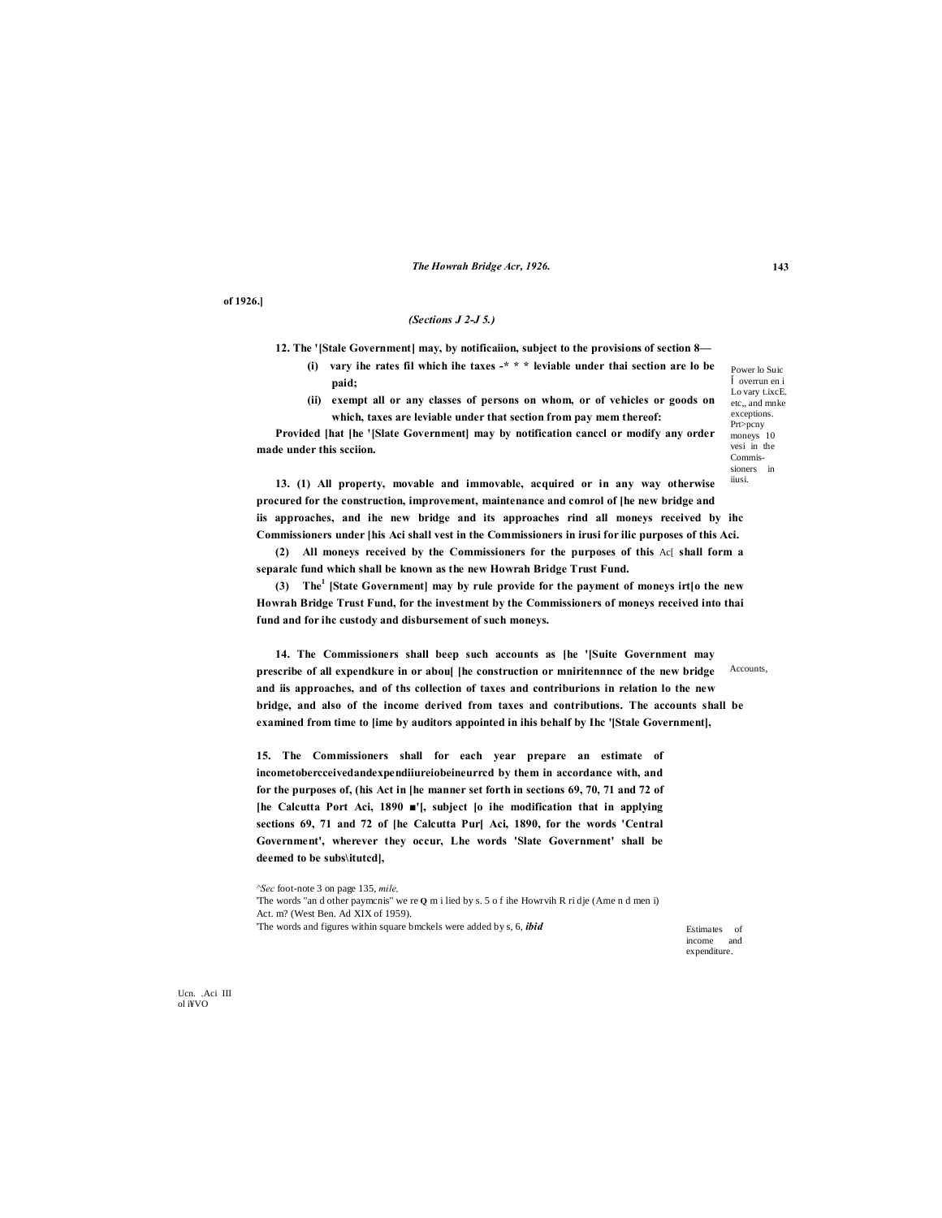of 1926.]

*(Sections J 2-J 5.)*

**12. The '[Stale Government] may, by notificaiion, subject to the provisions of section 8—**

> **(i) vary ihe rates fil which ihe taxes -* * * leviable under thai section are lo be paid;**
>
> **(ii) exempt all or any classes of persons on whom, or of vehicles or goods on which, taxes are leviable under that section from pay mem thereof:**

**Provided [hat [he '[Slate Government] may by notification canccl or modify any order made under this scciion.**

Power lo Suic Í overrun en i Lo vary t.ixcE. etc,, and mnke exceptions.

Prt>pcny moneys 10 vesi in the Commis-sioners in iiusi.

**13. (1) All property, movable and immovable, acquired or in any way otherwise procured for the construction, improvement, maintenance and comrol of [he new bridge and iis approaches, and ihe new bridge and its approaches rind all moneys received by ihc Commissioners under [his Aci shall vest in the Commissioners in irusi for ilic purposes of this Aci.**

**(2) All moneys received by the Commissioners for the purposes of this** Ac[ **shall form a separalc fund which shall be known as the new Howrah Bridge Trust Fund.**

**(3) The[1] [State Government] may by rule provide for the payment of moneys irt[o the new Howrah Bridge Trust Fund, for the investment by the Commissioners of moneys received into thai fund and for ihc custody and disbursement of such moneys.**

Accounts,

**14. The Commissioners shall beep such accounts as [he '[Suite Government may prescribe of all expendkure in or abou[ [he construction or mniritennncc of the new bridge and iis approaches, and of ths collection of taxes and contriburions in relation lo the new bridge, and also of the income derived from taxes and contributions. The accounts shall be examined from time to [ime by auditors appointed in ihis behalf by Ihc '[Stale Government],**

Estimates of income and expenditure.

**15. The Commissioners shall for each year prepare an estimate of incometobercceivedandexpendiiureiobeineurrcd by them in accordance with, and for the purposes of, (his Act in [he manner set forth in sections 69, 70, 71 and 72 of [he Calcutta Port Aci, 1890 ■'[, subject [o ihe modification that in applying sections 69, 71 and 72 of [he Calcutta Pur[ Aci, 1890, for the words 'Central Government', wherever they occur, Lhe words 'Slate Government' shall be deemed to be subs\itutcd],**

Ucn. .Aci III ol i¥VO

---

^*Sec* foot-note 3 on page 135, *mile,*

'The words "an d other paymcnis" we re Q m i lied by s. 5 o f ihe Howrvih R ri dje (Ame n d men i) Act. m? (West Ben. Ad XIX of 1959).

'The words and figures within square bmckels were added by s, 6, ***ibid***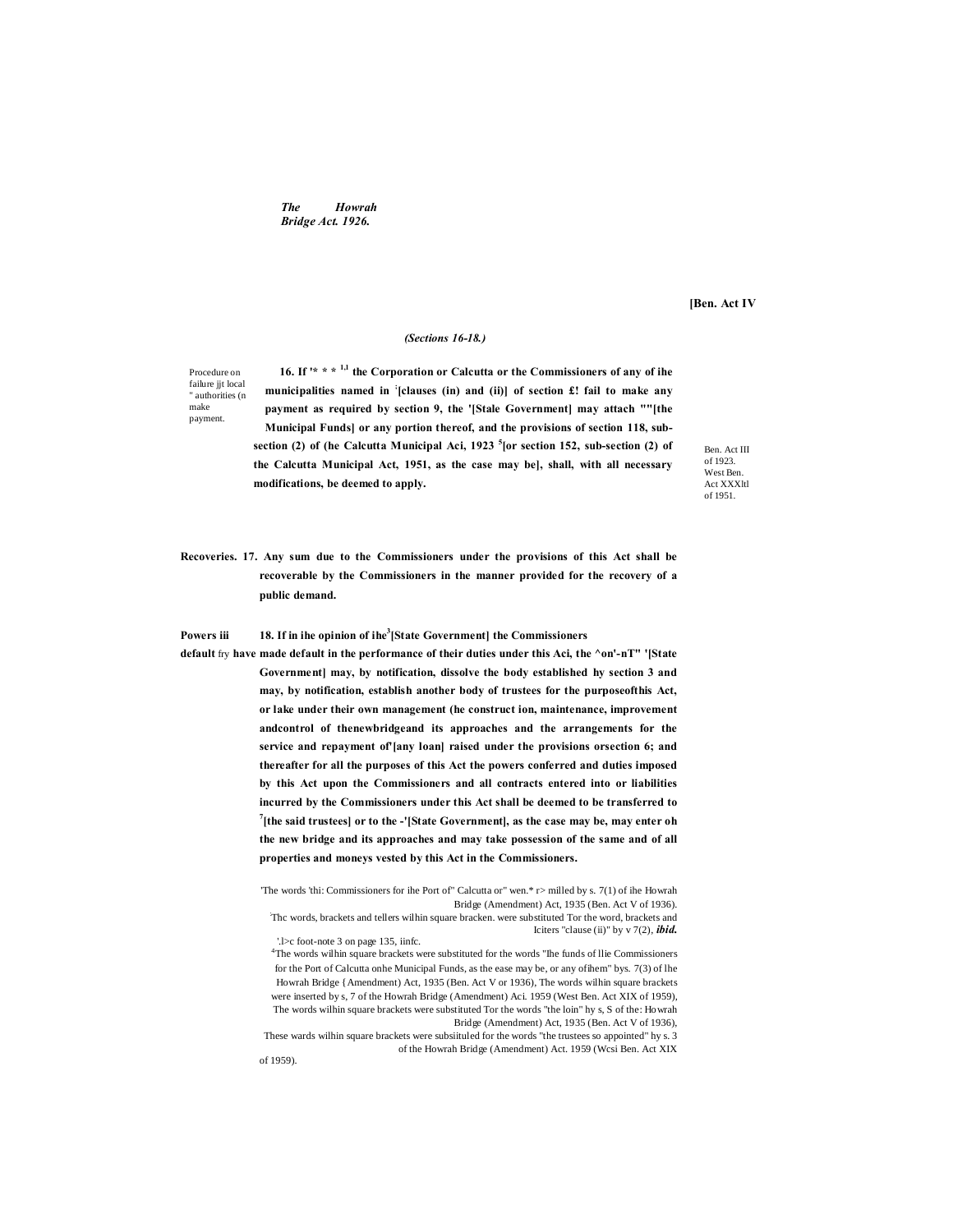*(Sections 16-18.)*

**16.** **If '* * * [1,1] the Corporation or Calcutta or the Commissioners of any of ihe municipalities named in [2][clauses (in) and (ii)] of section £! fail to make any payment as required by section 9, the '[Stale Government] may attach ""[the Municipal Funds] or any portion thereof, and the provisions of section 118, sub-section (2) of (he Calcutta Municipal Aci, 1923 [5][or section 152, sub-section (2) of the Calcutta Municipal Act, 1951, as the case may be], shall, with all necessary modifications, be deemed to apply.**

Procedure on failure jjt local " authorities (n make payment.

Ben. Act III of 1923. West Ben. Act XXXltl of 1951.

Recoveries. **17. Any sum due to the Commissioners under the provisions of this Act shall be recoverable by the Commissioners in the manner provided for the recovery of a public demand.**

**Powers iii default** fry **18. If in ihe opinion of ihe[3][State Government] the Commissioners have made default in the performance of their duties under this Aci, the ^on'-nT" '[State Government] may, by notification, dissolve the body established hy section 3 and may, by notification, establish another body of trustees for the purposeofthis Act, or lake under their own management (he construct ion, maintenance, improvement andcontrol of thenewbridgeand its approaches and the arrangements for the service and repayment of'[any loan] raised under the provisions orsection 6; and thereafter for all the purposes of this Act the powers conferred and duties imposed by this Act upon the Commissioners and all contracts entered into or liabilities incurred by the Commissioners under this Act shall be deemed to be transferred to [7][the said trustees] or to the -'[State Government], as the case may be, may enter oh the new bridge and its approaches and may take possession of the same and of all properties and moneys vested by this Act in the Commissioners.**

'The words 'thi: Commissioners for ihe Port of" Calcutta or" wen.* r> milled by s. 7(1) of ihe Howrah Bridge (Amendment) Act, 1935 (Ben. Act V of 1936).

[2]Thc words, brackets and tellers wilhin square bracken. were substituted Tor the word, brackets and lciters "clause (ii)" by v 7(2), ***ibid.***

'.l>c foot-note 3 on page 135, iinfc.

[4]The words wilhin square brackets were substituted for the words "Ihe funds of llie Commissioners for the Port of Calcutta onhe Municipal Funds, as the ease may be, or any ofihem" bys. 7(3) of lhe Howrah Bridge {Amendment) Act, 1935 (Ben. Act V or 1936), The words wilhin square brackets were inserted by s, 7 of the Howrah Bridge (Amendment) Aci. 1959 (West Ben. Act XIX of 1959), The words wilhin square brackets were substituted Tor the words "the loin" hy s, S of the: Howrah Bridge (Amendment) Act, 1935 (Ben. Act V of 1936),

These wards wilhin square brackets were subsiituled for the words "the trustees so appointed" hy s. 3 of the Howrah Bridge (Amendment) Act. 1959 (Wcsi Ben. Act XIX of 1959).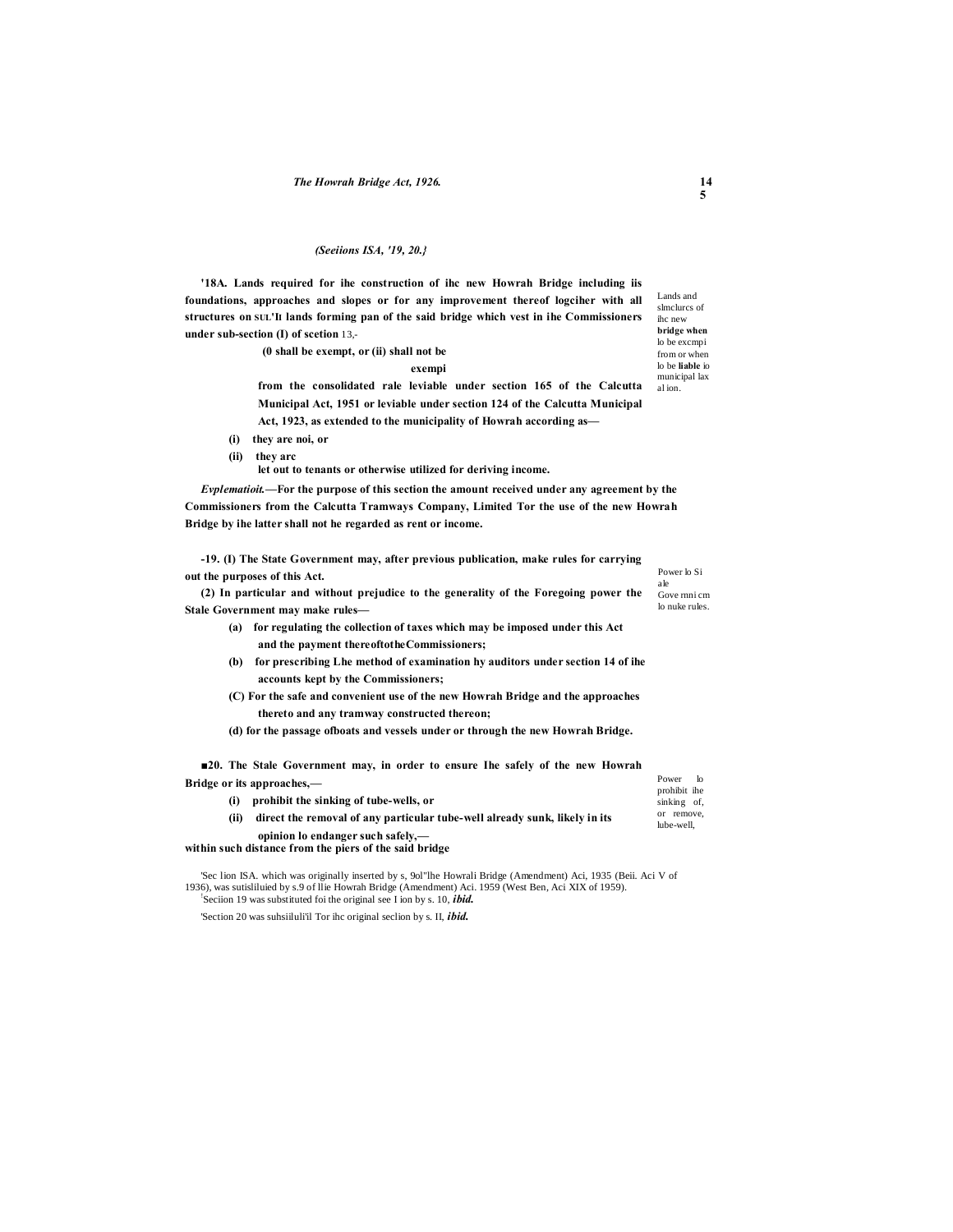(Seeiions ISA, '19, 20.}

**'18A. Lands required for ihe construction of ihc new Howrah Bridge including iis foundations, approaches and slopes or for any improvement thereof logciher with all structures on SUL'It lands forming pan of the said bridge which vest in ihe Commissioners under sub-section (I) of scetion** 13,-

Lands and slmclurcs of ihc new **bridge when** lo be excmpi from or when lo be **liable** io municipal lax al ion.

**(0 shall be exempt, or (ii) shall not be exempi**

**from the consolidated rale leviable under section 165 of the Calcutta Municipal Act, 1951 or leviable under section 124 of the Calcutta Municipal Act, 1923, as extended to the municipality of Howrah according as—**

**(i) they are noi, or**

**(ii) they arc let out to tenants or otherwise utilized for deriving income.**

***Evplematioit.*—For the purpose of this section the amount received under any agreement by the Commissioners from the Calcutta Tramways Company, Limited Tor the use of the new Howrah Bridge by ihe latter shall not he regarded as rent or income.**

**-19. (I) The State Government may, after previous publication, make rules for carrying out the purposes of this Act.**

Power lo Si ale Gove rnni cm lo nuke rules.

**(2) In particular and without prejudice to the generality of the Foregoing power the Stale Government may make rules—**

**(a) for regulating the collection of taxes which may be imposed under this Act and the payment thereoftotheCommissioners;**

**(b) for prescribing Lhe method of examination hy auditors under section 14 of ihe accounts kept by the Commissioners;**

**(C) For the safe and convenient use of the new Howrah Bridge and the approaches thereto and any tramway constructed thereon;**

**(d) for the passage ofboats and vessels under or through the new Howrah Bridge.**

**■20. The Stale Government may, in order to ensure Ihe safely of the new Howrah Bridge or its approaches,—**

Power lo prohibit ihe sinking of, or remove, lube-well,

**(i) prohibit the sinking of tube-wells, or**

**(ii) direct the removal of any particular tube-well already sunk, likely in its opinion lo endanger such safely,—**

**within such distance from the piers of the said bridge**

'Sec lion ISA. which was originally inserted by s, 9ol"lhe Howrali Bridge (Amendment) Aci, 1935 (Beii. Aci V of 1936), was sutisliluied by s.9 of llie Howrah Bridge (Amendment) Aci. 1959 (West Ben, Aci XIX of 1959).

'Seciion 19 was substituted foi the original see I ion by s. 10, ***ibid.***

'Section 20 was suhsiiluli'il Tor ihc original seclion by s. II, ***ibid.***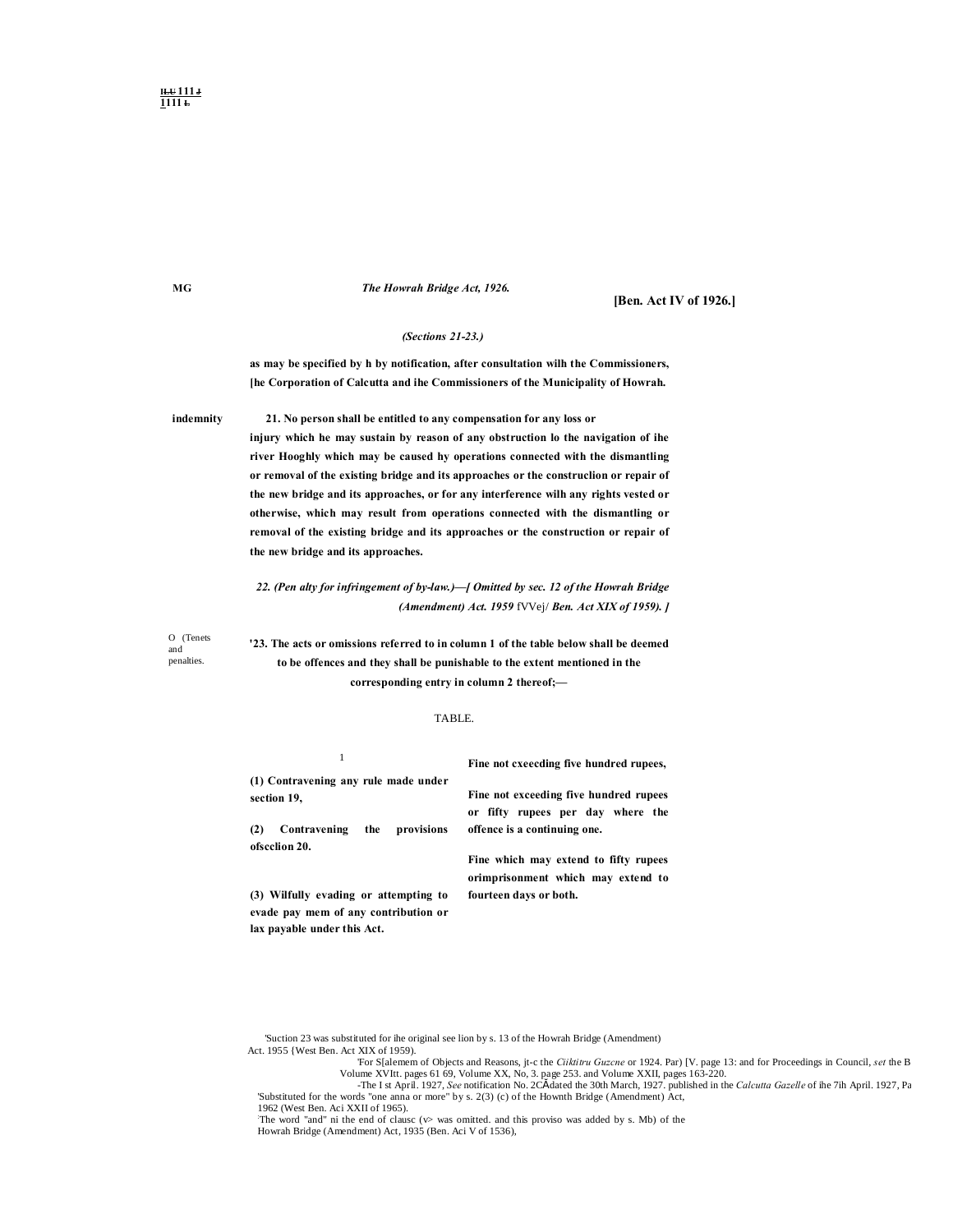*(Sections 21-23.)*

**as may be specified by h by notification, after consultation wilh the Commissioners, [he Corporation of Calcutta and ihe Commissioners of the Municipality of Howrah.**

indemnity

**21. No person shall be entitled to any compensation for any loss or injury which he may sustain by reason of any obstruction lo the navigation of ihe river Hooghly which may be caused hy operations connected with the dismantling or removal of the existing bridge and its approaches or the construclion or repair of the new bridge and its approaches, or for any interference wilh any rights vested or otherwise, which may result from operations connected with the dismantling or removal of the existing bridge and its approaches or the construction or repair of the new bridge and its approaches.**

***22. (Pen alty for infringement of by-law.)—[ Omitted by sec. 12 of the Howrah Bridge (Amendment) Act. 1959*** fVVej/ ***Ben. Act XIX of 1959). ]***

O (Tenets and penalties.

**'23. The acts or omissions referred to in column 1 of the table below shall be deemed to be offences and they shall be punishable to the extent mentioned in the corresponding entry in column 2 thereof;—**

TABLE.

| 1 | |
|---|---|
| **(1) Contravening any rule made under section 19,** | **Fine not cxeecding five hundred rupees,** |
| **(2) Contravening the provisions ofscclion 20.** | **Fine not exceeding five hundred rupees or fifty rupees per day where the offence is a continuing one.** |
| **(3) Wilfully evading or attempting to evade pay mem of any contribution or lax payable under this Act.** | **Fine which may extend to fifty rupees orimprisonment which may extend to fourteen days or both.** |

'Suction 23 was substituted for ihe original see lion by s. 13 of the Howrah Bridge (Amendment) Act. 1955 {West Ben. Act XIX of 1959).

'For S[alemem of Objects and Reasons, jt-c the *Ciiktitru Guzcne* or 1924. Par) [V. page 13: and for Proceedings in Council, *set* the B Volume XVItt. pages 61 69, Volume XX, No, 3. page 253. and Volume XXII, pages 163-220.

-The I st April. 1927, *See* notification No. 2CÃdated the 30th March, 1927. published in the *Calcutta Gazelle* of ihe 7ih April. 1927, Pa

'Substituted for the words "one anna or more" by s. 2(3) (c) of the Hownth Bridge (Amendment) Act, 1962 (West Ben. Aci XXII of 1965).

The word "and" ni the end of clausc (v> was omitted. and this proviso was added by s. Mb) of the Howrah Bridge (Amendment) Act, 1935 (Ben. Aci V of 1536),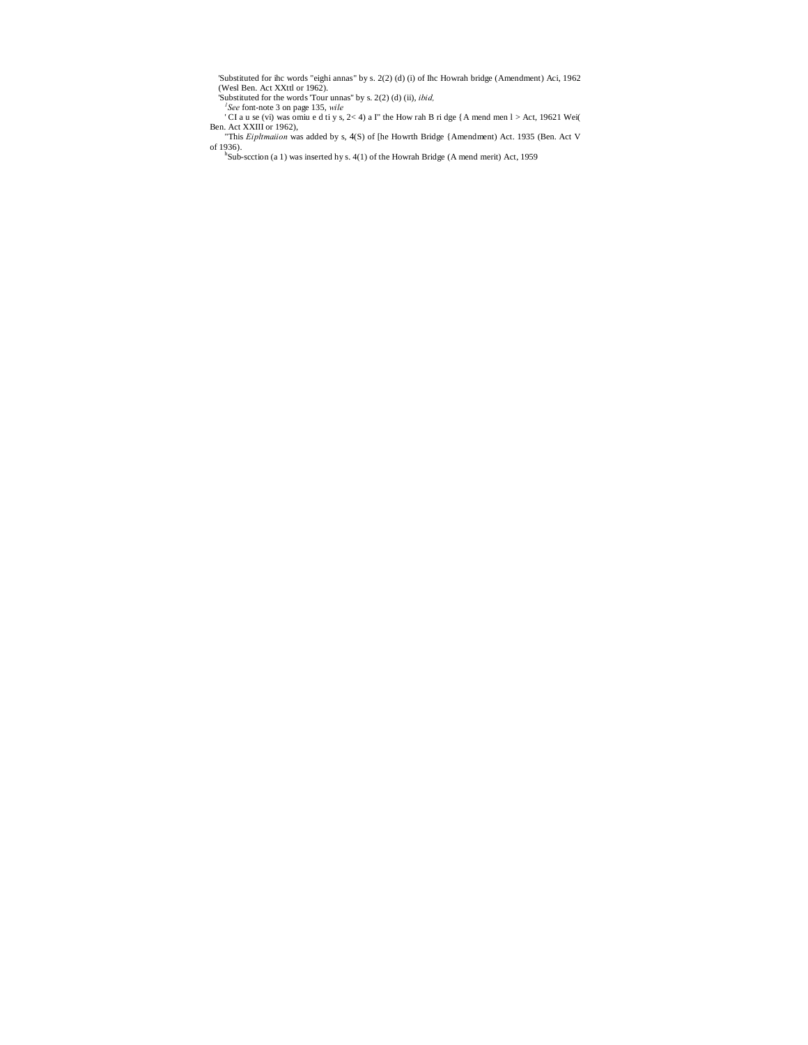'Substituted for ihc words "eighi annas" by s. 2(2) (d) (i) of Ihc Howrah bridge (Amendment) Aci, 1962 (Wesl Ben. Act XXttl or 1962).

'Substituted for the words 'Tour unnas" by s. 2(2) (d) (ii), *ibid,*

*[i]See* font-note 3 on page 135, *wile*

' CI a u se (vi) was omiu e d ti y s, 2< 4) a I" the How rah B ri dge { A mend men l > Act, 19621 Wei( Ben. Act XXIII or 1962),

"This *Eipltmaiion* was added by s, 4(S) of [he Howrth Bridge {Amendment) Act. 1935 (Ben. Act V of 1936).

[h]Sub-scction (a 1) was inserted hy s. 4(1) of the Howrah Bridge (A mend merit) Act, 1959